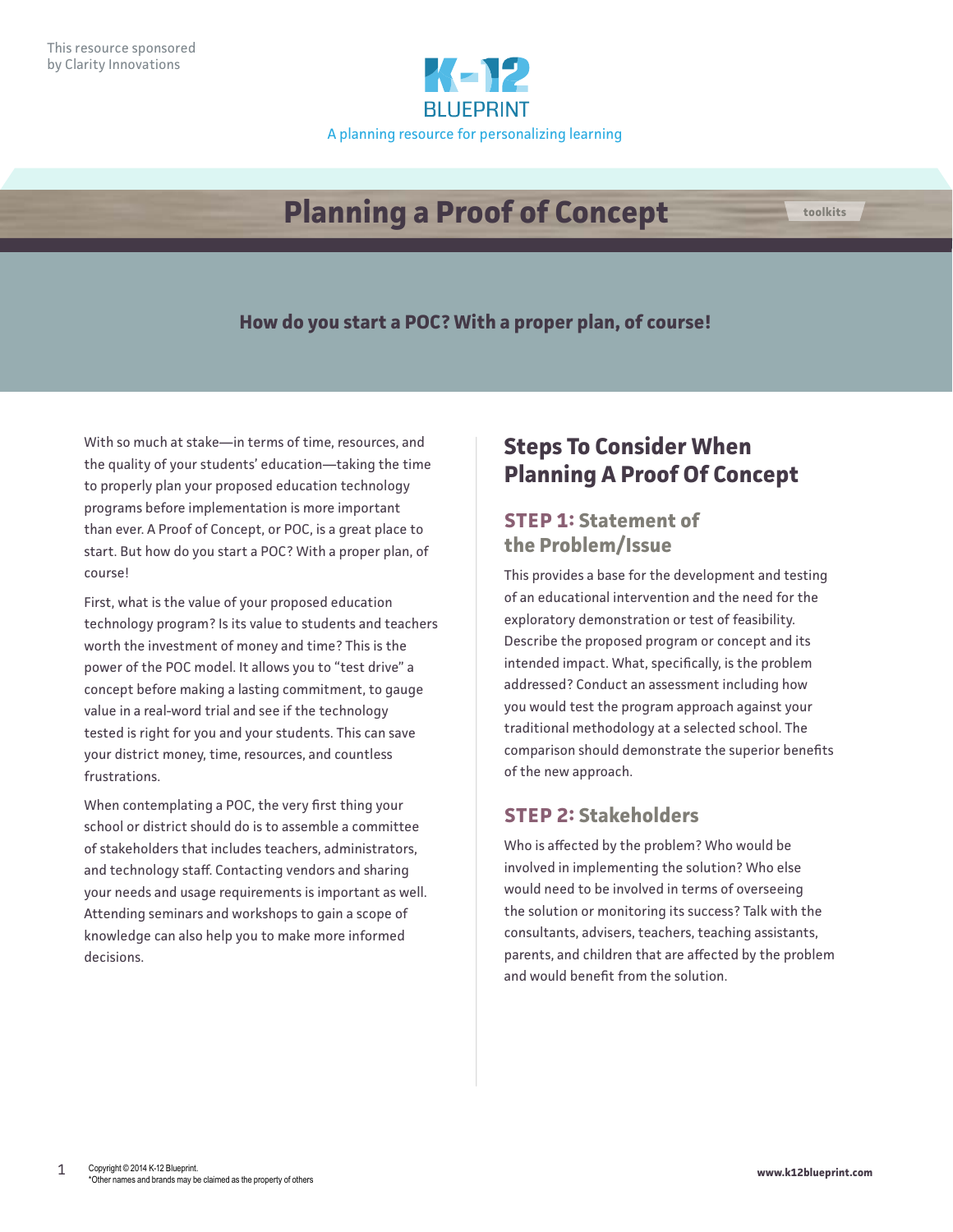This resource sponsored by Clarity Innovations

K-12 BLUEPRINT

A planning resource for personalizing learning

# Planning a Proof of Concept

toolkits

**How do you start a POC? With a proper plan, of course!**

With so much at stake—in terms of time, resources, and the quality of your students' education—taking the time to properly plan your proposed education technology programs before implementation is more important than ever. A Proof of Concept, or POC, is a great place to start. But how do you start a POC? With a proper plan, of course!

First, what is the value of your proposed education technology program? Is its value to students and teachers worth the investment of money and time? This is the power of the POC model. It allows you to "test drive" a concept before making a lasting commitment, to gauge value in a real-word trial and see if the technology tested is right for you and your students. This can save your district money, time, resources, and countless frustrations.

When contemplating a POC, the very first thing your school or district should do is to assemble a committee of stakeholders that includes teachers, administrators, and technology staff. Contacting vendors and sharing your needs and usage requirements is important as well. Attending seminars and workshops to gain a scope of knowledge can also help you to make more informed decisions.

## Steps To Consider When Planning A Proof Of Concept

### STEP 1: Statement of the Problem/Issue

This provides a base for the development and testing of an educational intervention and the need for the exploratory demonstration or test of feasibility. Describe the proposed program or concept and its intended impact. What, specifically, is the problem addressed? Conduct an assessment including how you would test the program approach against your traditional methodology at a selected school. The comparison should demonstrate the superior benefits of the new approach.

### STEP 2: Stakeholders

Who is affected by the problem? Who would be involved in implementing the solution? Who else would need to be involved in terms of overseeing the solution or monitoring its success? Talk with the consultants, advisers, teachers, teaching assistants, parents, and children that are affected by the problem and would benefit from the solution.

Copyright © 2014 K-12 Blueprint.
*Other names and brands may be claimed as the property of others

www.k12blueprint.com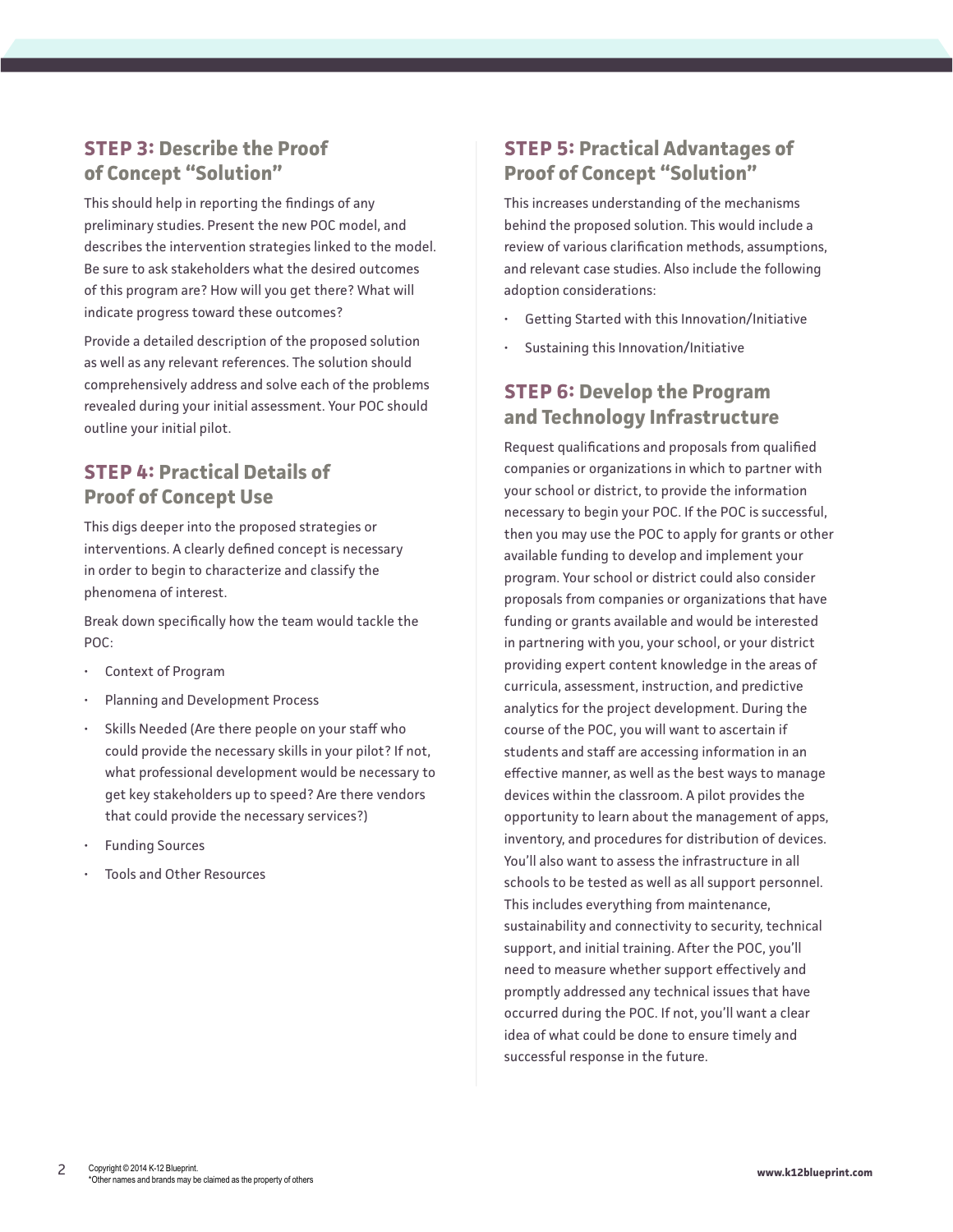## STEP 3: Describe the Proof of Concept "Solution"

This should help in reporting the findings of any preliminary studies. Present the new POC model, and describes the intervention strategies linked to the model. Be sure to ask stakeholders what the desired outcomes of this program are? How will you get there? What will indicate progress toward these outcomes?

Provide a detailed description of the proposed solution as well as any relevant references. The solution should comprehensively address and solve each of the problems revealed during your initial assessment. Your POC should outline your initial pilot.

## STEP 4: Practical Details of Proof of Concept Use

This digs deeper into the proposed strategies or interventions. A clearly defined concept is necessary in order to begin to characterize and classify the phenomena of interest.

Break down specifically how the team would tackle the POC:

- Context of Program
- Planning and Development Process
- Skills Needed (Are there people on your staff who could provide the necessary skills in your pilot? If not, what professional development would be necessary to get key stakeholders up to speed? Are there vendors that could provide the necessary services?)
- Funding Sources
- Tools and Other Resources

## STEP 5: Practical Advantages of Proof of Concept "Solution"

This increases understanding of the mechanisms behind the proposed solution. This would include a review of various clarification methods, assumptions, and relevant case studies. Also include the following adoption considerations:

- Getting Started with this Innovation/Initiative
- Sustaining this Innovation/Initiative

## STEP 6: Develop the Program and Technology Infrastructure

Request qualifications and proposals from qualified companies or organizations in which to partner with your school or district, to provide the information necessary to begin your POC. If the POC is successful, then you may use the POC to apply for grants or other available funding to develop and implement your program. Your school or district could also consider proposals from companies or organizations that have funding or grants available and would be interested in partnering with you, your school, or your district providing expert content knowledge in the areas of curricula, assessment, instruction, and predictive analytics for the project development. During the course of the POC, you will want to ascertain if students and staff are accessing information in an effective manner, as well as the best ways to manage devices within the classroom. A pilot provides the opportunity to learn about the management of apps, inventory, and procedures for distribution of devices. You'll also want to assess the infrastructure in all schools to be tested as well as all support personnel. This includes everything from maintenance, sustainability and connectivity to security, technical support, and initial training. After the POC, you'll need to measure whether support effectively and promptly addressed any technical issues that have occurred during the POC. If not, you'll want a clear idea of what could be done to ensure timely and successful response in the future.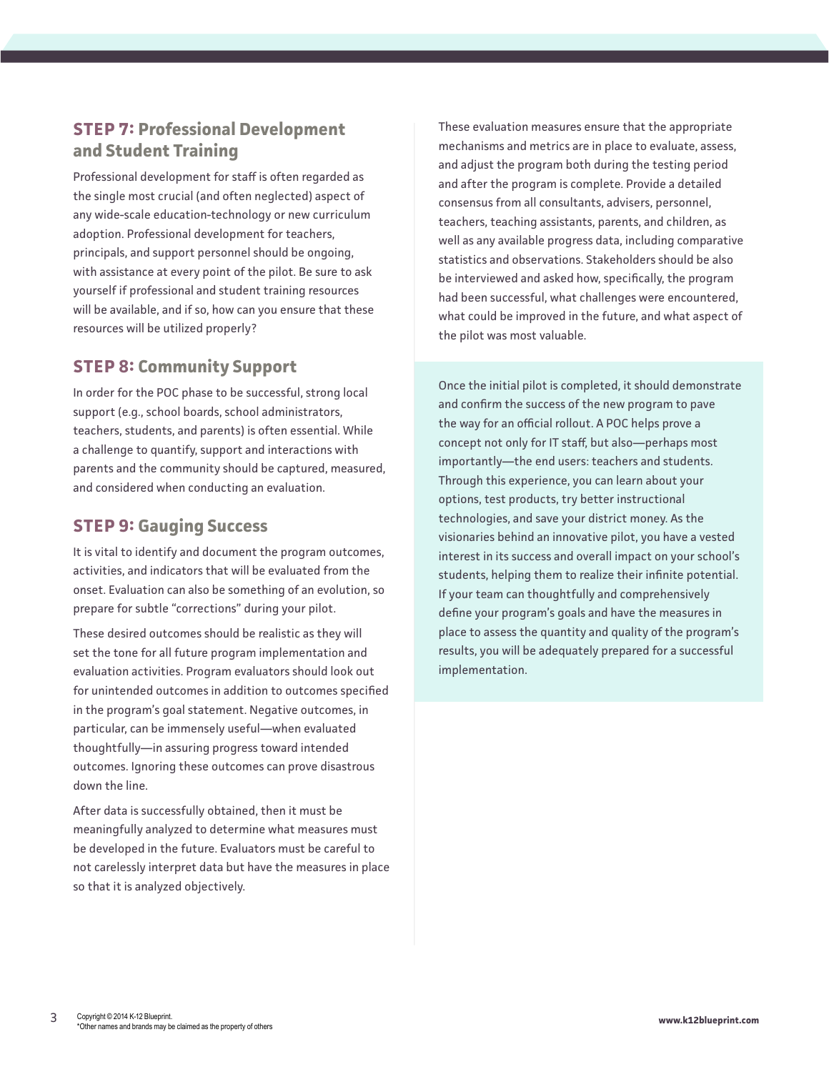## STEP 7: Professional Development and Student Training

Professional development for staff is often regarded as the single most crucial (and often neglected) aspect of any wide-scale education-technology or new curriculum adoption. Professional development for teachers, principals, and support personnel should be ongoing, with assistance at every point of the pilot. Be sure to ask yourself if professional and student training resources will be available, and if so, how can you ensure that these resources will be utilized properly?

## STEP 8: Community Support

In order for the POC phase to be successful, strong local support (e.g., school boards, school administrators, teachers, students, and parents) is often essential. While a challenge to quantify, support and interactions with parents and the community should be captured, measured, and considered when conducting an evaluation.

## STEP 9: Gauging Success

It is vital to identify and document the program outcomes, activities, and indicators that will be evaluated from the onset. Evaluation can also be something of an evolution, so prepare for subtle "corrections" during your pilot.

These desired outcomes should be realistic as they will set the tone for all future program implementation and evaluation activities. Program evaluators should look out for unintended outcomes in addition to outcomes specified in the program's goal statement. Negative outcomes, in particular, can be immensely useful—when evaluated thoughtfully—in assuring progress toward intended outcomes. Ignoring these outcomes can prove disastrous down the line.

After data is successfully obtained, then it must be meaningfully analyzed to determine what measures must be developed in the future. Evaluators must be careful to not carelessly interpret data but have the measures in place so that it is analyzed objectively.

These evaluation measures ensure that the appropriate mechanisms and metrics are in place to evaluate, assess, and adjust the program both during the testing period and after the program is complete. Provide a detailed consensus from all consultants, advisers, personnel, teachers, teaching assistants, parents, and children, as well as any available progress data, including comparative statistics and observations. Stakeholders should be also be interviewed and asked how, specifically, the program had been successful, what challenges were encountered, what could be improved in the future, and what aspect of the pilot was most valuable.

Once the initial pilot is completed, it should demonstrate and confirm the success of the new program to pave the way for an official rollout. A POC helps prove a concept not only for IT staff, but also—perhaps most importantly—the end users: teachers and students. Through this experience, you can learn about your options, test products, try better instructional technologies, and save your district money. As the visionaries behind an innovative pilot, you have a vested interest in its success and overall impact on your school's students, helping them to realize their infinite potential. If your team can thoughtfully and comprehensively define your program's goals and have the measures in place to assess the quantity and quality of the program's results, you will be adequately prepared for a successful implementation.

Copyright © 2014 K-12 Blueprint.
*Other names and brands may be claimed as the property of others

www.k12blueprint.com